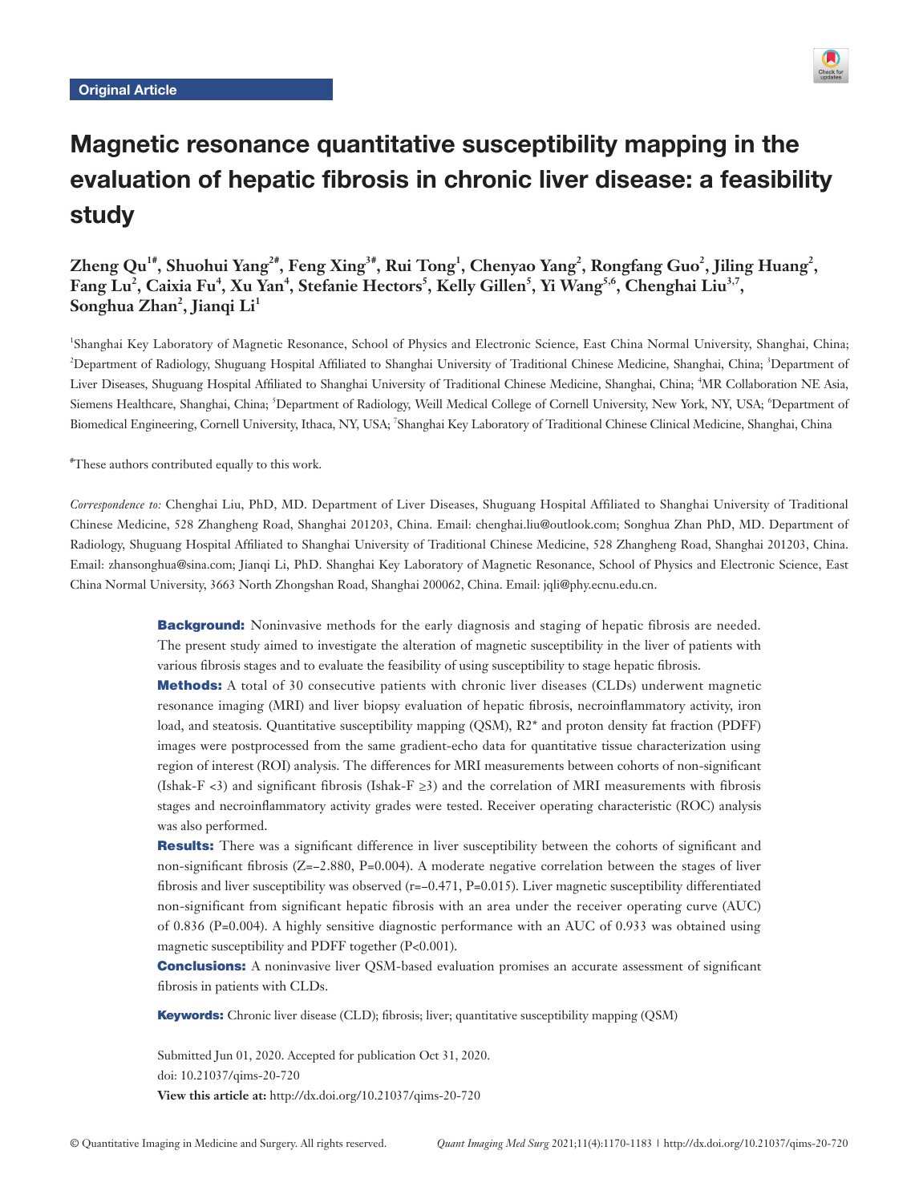Original Article

# Magnetic resonance quantitative susceptibility mapping in the evaluation of hepatic fibrosis in chronic liver disease: a feasibility study

**Zheng Qu[1#], Shuohui Yang[2#], Feng Xing[3#], Rui Tong[1], Chenyao Yang[2], Rongfang Guo[2], Jiling Huang[2], Fang Lu[2], Caixia Fu[4], Xu Yan[4], Stefanie Hectors[5], Kelly Gillen[5], Yi Wang[5,6], Chenghai Liu[3,7], Songhua Zhan[2], Jianqi Li[1]**

[1]Shanghai Key Laboratory of Magnetic Resonance, School of Physics and Electronic Science, East China Normal University, Shanghai, China; [2]Department of Radiology, Shuguang Hospital Affiliated to Shanghai University of Traditional Chinese Medicine, Shanghai, China; [3]Department of Liver Diseases, Shuguang Hospital Affiliated to Shanghai University of Traditional Chinese Medicine, Shanghai, China; [4]MR Collaboration NE Asia, Siemens Healthcare, Shanghai, China; [5]Department of Radiology, Weill Medical College of Cornell University, New York, NY, USA; [6]Department of Biomedical Engineering, Cornell University, Ithaca, NY, USA; [7]Shanghai Key Laboratory of Traditional Chinese Clinical Medicine, Shanghai, China

[#]These authors contributed equally to this work.

*Correspondence to:* Chenghai Liu, PhD, MD. Department of Liver Diseases, Shuguang Hospital Affiliated to Shanghai University of Traditional Chinese Medicine, 528 Zhangheng Road, Shanghai 201203, China. Email: chenghai.liu@outlook.com; Songhua Zhan PhD, MD. Department of Radiology, Shuguang Hospital Affiliated to Shanghai University of Traditional Chinese Medicine, 528 Zhangheng Road, Shanghai 201203, China. Email: zhansonghua@sina.com; Jianqi Li, PhD. Shanghai Key Laboratory of Magnetic Resonance, School of Physics and Electronic Science, East China Normal University, 3663 North Zhongshan Road, Shanghai 200062, China. Email: jqli@phy.ecnu.edu.cn.

**Background:** Noninvasive methods for the early diagnosis and staging of hepatic fibrosis are needed. The present study aimed to investigate the alteration of magnetic susceptibility in the liver of patients with various fibrosis stages and to evaluate the feasibility of using susceptibility to stage hepatic fibrosis.

**Methods:** A total of 30 consecutive patients with chronic liver diseases (CLDs) underwent magnetic resonance imaging (MRI) and liver biopsy evaluation of hepatic fibrosis, necroinflammatory activity, iron load, and steatosis. Quantitative susceptibility mapping (QSM), R2* and proton density fat fraction (PDFF) images were postprocessed from the same gradient-echo data for quantitative tissue characterization using region of interest (ROI) analysis. The differences for MRI measurements between cohorts of non-significant (Ishak-F <3) and significant fibrosis (Ishak-F ≥3) and the correlation of MRI measurements with fibrosis stages and necroinflammatory activity grades were tested. Receiver operating characteristic (ROC) analysis was also performed.

**Results:** There was a significant difference in liver susceptibility between the cohorts of significant and non-significant fibrosis ($Z=-2.880$, $P=0.004$). A moderate negative correlation between the stages of liver fibrosis and liver susceptibility was observed ($r=-0.471$, $P=0.015$). Liver magnetic susceptibility differentiated non-significant from significant hepatic fibrosis with an area under the receiver operating curve (AUC) of 0.836 ($P=0.004$). A highly sensitive diagnostic performance with an AUC of 0.933 was obtained using magnetic susceptibility and PDFF together ($P<0.001$).

**Conclusions:** A noninvasive liver QSM-based evaluation promises an accurate assessment of significant fibrosis in patients with CLDs.

**Keywords:** Chronic liver disease (CLD); fibrosis; liver; quantitative susceptibility mapping (QSM)

Submitted Jun 01, 2020. Accepted for publication Oct 31, 2020.
doi: 10.21037/qims-20-720
**View this article at:** http://dx.doi.org/10.21037/qims-20-720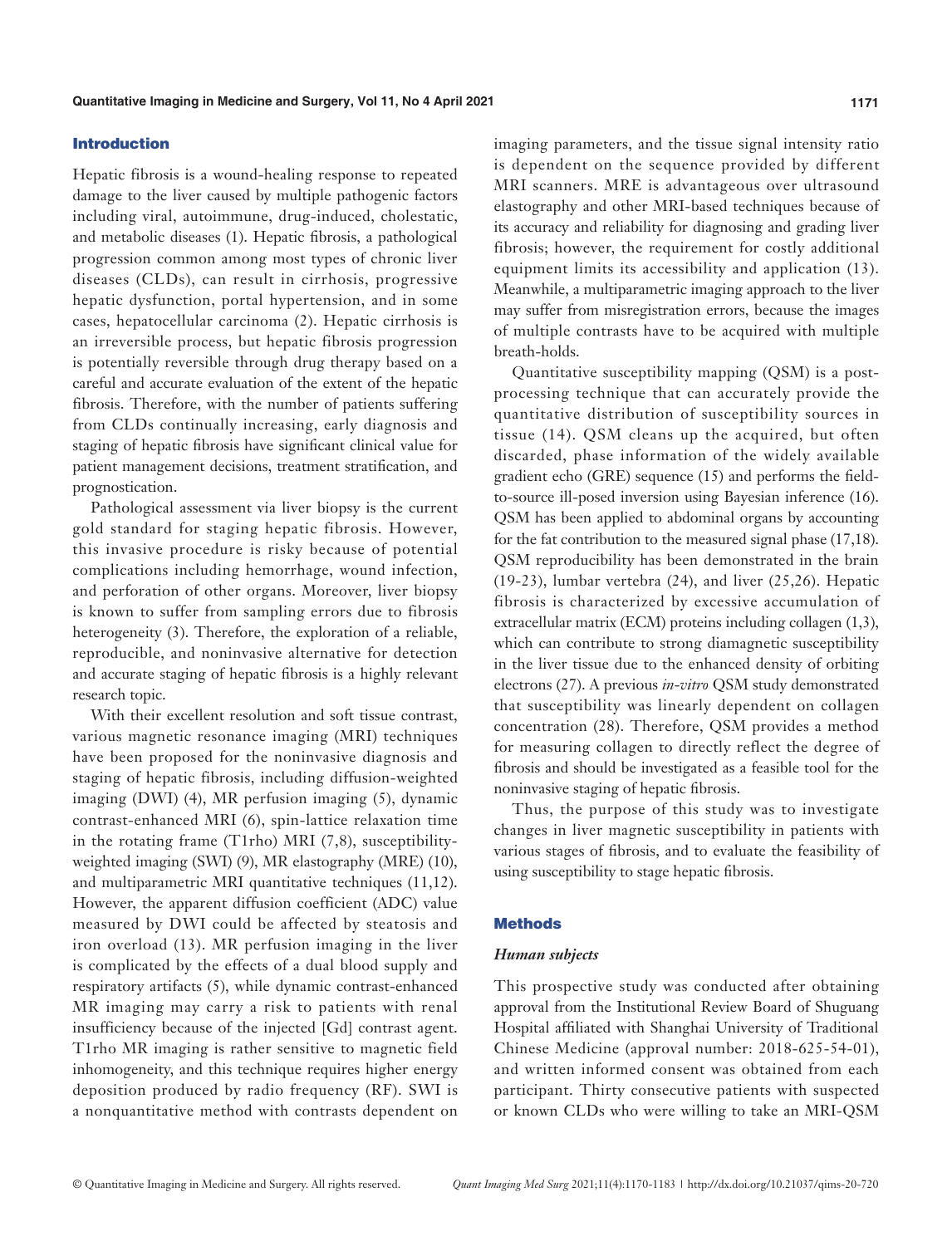## Introduction

Hepatic fibrosis is a wound-healing response to repeated damage to the liver caused by multiple pathogenic factors including viral, autoimmune, drug-induced, cholestatic, and metabolic diseases (1). Hepatic fibrosis, a pathological progression common among most types of chronic liver diseases (CLDs), can result in cirrhosis, progressive hepatic dysfunction, portal hypertension, and in some cases, hepatocellular carcinoma (2). Hepatic cirrhosis is an irreversible process, but hepatic fibrosis progression is potentially reversible through drug therapy based on a careful and accurate evaluation of the extent of the hepatic fibrosis. Therefore, with the number of patients suffering from CLDs continually increasing, early diagnosis and staging of hepatic fibrosis have significant clinical value for patient management decisions, treatment stratification, and prognostication.

Pathological assessment via liver biopsy is the current gold standard for staging hepatic fibrosis. However, this invasive procedure is risky because of potential complications including hemorrhage, wound infection, and perforation of other organs. Moreover, liver biopsy is known to suffer from sampling errors due to fibrosis heterogeneity (3). Therefore, the exploration of a reliable, reproducible, and noninvasive alternative for detection and accurate staging of hepatic fibrosis is a highly relevant research topic.

With their excellent resolution and soft tissue contrast, various magnetic resonance imaging (MRI) techniques have been proposed for the noninvasive diagnosis and staging of hepatic fibrosis, including diffusion-weighted imaging (DWI) (4), MR perfusion imaging (5), dynamic contrast-enhanced MRI (6), spin-lattice relaxation time in the rotating frame (T1rho) MRI (7,8), susceptibility-weighted imaging (SWI) (9), MR elastography (MRE) (10), and multiparametric MRI quantitative techniques (11,12). However, the apparent diffusion coefficient (ADC) value measured by DWI could be affected by steatosis and iron overload (13). MR perfusion imaging in the liver is complicated by the effects of a dual blood supply and respiratory artifacts (5), while dynamic contrast-enhanced MR imaging may carry a risk to patients with renal insufficiency because of the injected [Gd] contrast agent. T1rho MR imaging is rather sensitive to magnetic field inhomogeneity, and this technique requires higher energy deposition produced by radio frequency (RF). SWI is a nonquantitative method with contrasts dependent on imaging parameters, and the tissue signal intensity ratio is dependent on the sequence provided by different MRI scanners. MRE is advantageous over ultrasound elastography and other MRI-based techniques because of its accuracy and reliability for diagnosing and grading liver fibrosis; however, the requirement for costly additional equipment limits its accessibility and application (13). Meanwhile, a multiparametric imaging approach to the liver may suffer from misregistration errors, because the images of multiple contrasts have to be acquired with multiple breath-holds.

Quantitative susceptibility mapping (QSM) is a post-processing technique that can accurately provide the quantitative distribution of susceptibility sources in tissue (14). QSM cleans up the acquired, but often discarded, phase information of the widely available gradient echo (GRE) sequence (15) and performs the field-to-source ill-posed inversion using Bayesian inference (16). QSM has been applied to abdominal organs by accounting for the fat contribution to the measured signal phase (17,18). QSM reproducibility has been demonstrated in the brain (19-23), lumbar vertebra (24), and liver (25,26). Hepatic fibrosis is characterized by excessive accumulation of extracellular matrix (ECM) proteins including collagen (1,3), which can contribute to strong diamagnetic susceptibility in the liver tissue due to the enhanced density of orbiting electrons (27). A previous *in-vitro* QSM study demonstrated that susceptibility was linearly dependent on collagen concentration (28). Therefore, QSM provides a method for measuring collagen to directly reflect the degree of fibrosis and should be investigated as a feasible tool for the noninvasive staging of hepatic fibrosis.

Thus, the purpose of this study was to investigate changes in liver magnetic susceptibility in patients with various stages of fibrosis, and to evaluate the feasibility of using susceptibility to stage hepatic fibrosis.

## Methods

### *Human subjects*

This prospective study was conducted after obtaining approval from the Institutional Review Board of Shuguang Hospital affiliated with Shanghai University of Traditional Chinese Medicine (approval number: 2018-625-54-01), and written informed consent was obtained from each participant. Thirty consecutive patients with suspected or known CLDs who were willing to take an MRI-QSM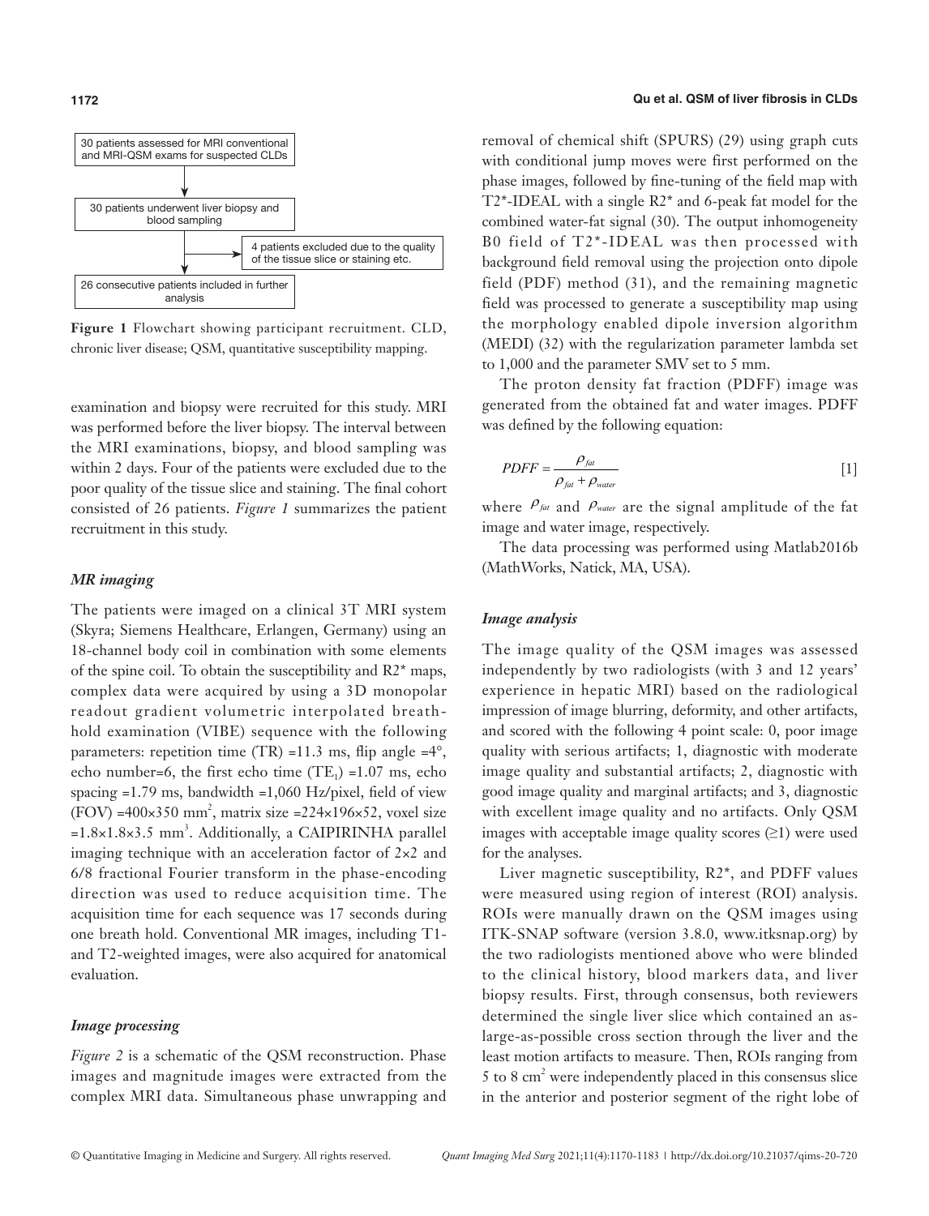30 patients assessed for MRI conventional and MRI-QSM exams for suspected CLDs

30 patients underwent liver biopsy and blood sampling

4 patients excluded due to the quality of the tissue slice or staining etc.

26 consecutive patients included in further analysis

**Figure 1** Flowchart showing participant recruitment. CLD, chronic liver disease; QSM, quantitative susceptibility mapping.

examination and biopsy were recruited for this study. MRI was performed before the liver biopsy. The interval between the MRI examinations, biopsy, and blood sampling was within 2 days. Four of the patients were excluded due to the poor quality of the tissue slice and staining. The final cohort consisted of 26 patients. *Figure 1* summarizes the patient recruitment in this study.

### *MR imaging*

The patients were imaged on a clinical 3T MRI system (Skyra; Siemens Healthcare, Erlangen, Germany) using an 18-channel body coil in combination with some elements of the spine coil. To obtain the susceptibility and R2* maps, complex data were acquired by using a 3D monopolar readout gradient volumetric interpolated breath-hold examination (VIBE) sequence with the following parameters: repetition time (TR) =11.3 ms, flip angle =4°, echo number=6, the first echo time ($TE_1$) =1.07 ms, echo spacing =1.79 ms, bandwidth =1,060 Hz/pixel, field of view (FOV) =400×350 $mm^2$, matrix size =224×196×52, voxel size =1.8×1.8×3.5 $mm^3$. Additionally, a CAIPIRINHA parallel imaging technique with an acceleration factor of 2×2 and 6/8 fractional Fourier transform in the phase-encoding direction was used to reduce acquisition time. The acquisition time for each sequence was 17 seconds during one breath hold. Conventional MR images, including T1- and T2-weighted images, were also acquired for anatomical evaluation.

### *Image processing*

*Figure 2* is a schematic of the QSM reconstruction. Phase images and magnitude images were extracted from the complex MRI data. Simultaneous phase unwrapping and removal of chemical shift (SPURS) (29) using graph cuts with conditional jump moves were first performed on the phase images, followed by fine-tuning of the field map with T2*-IDEAL with a single R2* and 6-peak fat model for the combined water-fat signal (30). The output inhomogeneity B0 field of T2*-IDEAL was then processed with background field removal using the projection onto dipole field (PDF) method (31), and the remaining magnetic field was processed to generate a susceptibility map using the morphology enabled dipole inversion algorithm (MEDI) (32) with the regularization parameter lambda set to 1,000 and the parameter SMV set to 5 mm.

The proton density fat fraction (PDFF) image was generated from the obtained fat and water images. PDFF was defined by the following equation:

$$PDFF = \frac{\rho_{fat}}{\rho_{fat} + \rho_{water}} \qquad [1]$$

where $\rho_{fat}$ and $\rho_{water}$ are the signal amplitude of the fat image and water image, respectively.

The data processing was performed using Matlab2016b (MathWorks, Natick, MA, USA).

### *Image analysis*

The image quality of the QSM images was assessed independently by two radiologists (with 3 and 12 years' experience in hepatic MRI) based on the radiological impression of image blurring, deformity, and other artifacts, and scored with the following 4 point scale: 0, poor image quality with serious artifacts; 1, diagnostic with moderate image quality and substantial artifacts; 2, diagnostic with good image quality and marginal artifacts; and 3, diagnostic with excellent image quality and no artifacts. Only QSM images with acceptable image quality scores (≥1) were used for the analyses.

Liver magnetic susceptibility, R2*, and PDFF values were measured using region of interest (ROI) analysis. ROIs were manually drawn on the QSM images using ITK-SNAP software (version 3.8.0, www.itksnap.org) by the two radiologists mentioned above who were blinded to the clinical history, blood markers data, and liver biopsy results. First, through consensus, both reviewers determined the single liver slice which contained an as-large-as-possible cross section through the liver and the least motion artifacts to measure. Then, ROIs ranging from 5 to 8 $cm^2$ were independently placed in this consensus slice in the anterior and posterior segment of the right lobe of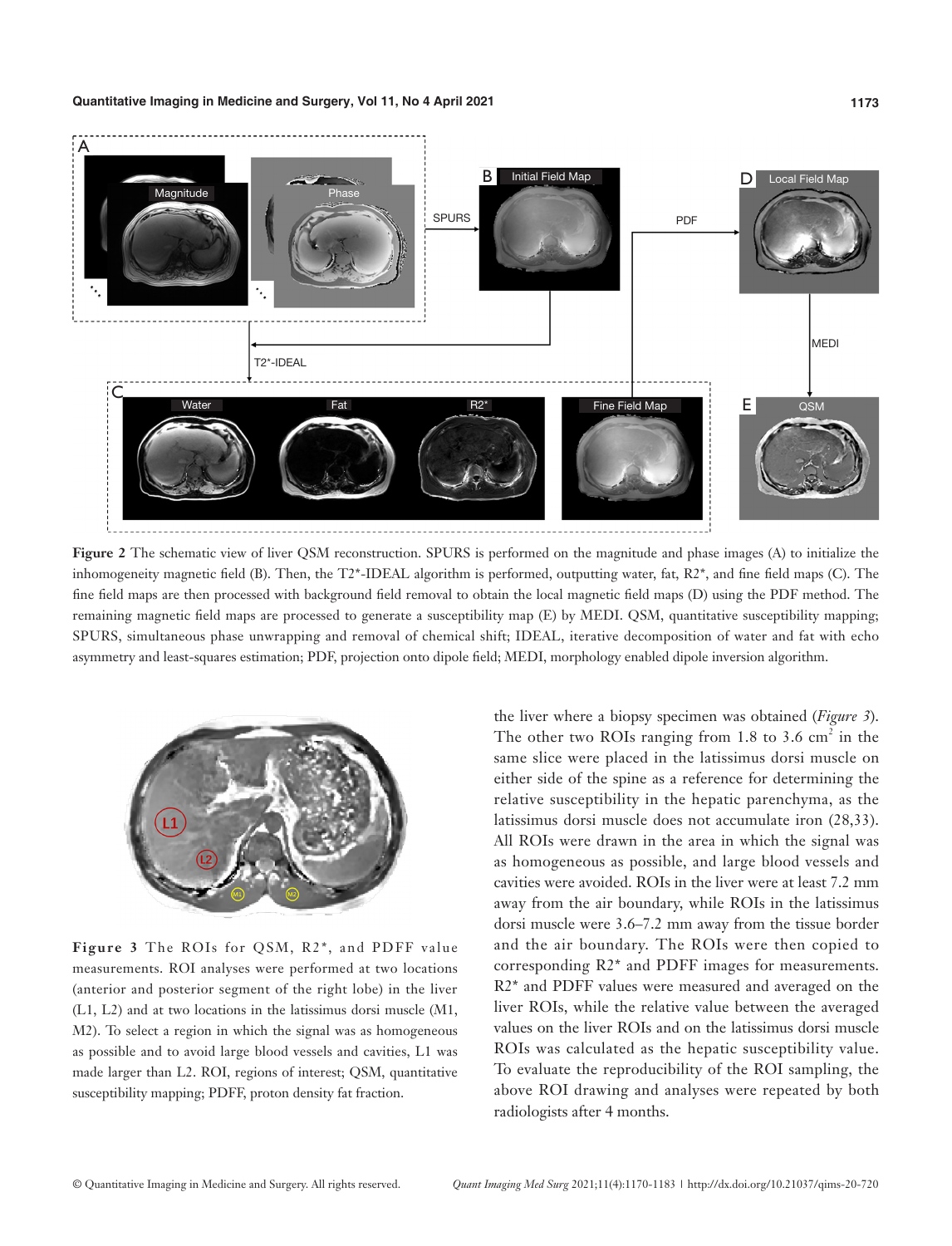**Figure 2** The schematic view of liver QSM reconstruction. SPURS is performed on the magnitude and phase images (A) to initialize the inhomogeneity magnetic field (B). Then, the T2*-IDEAL algorithm is performed, outputting water, fat, R2*, and fine field maps (C). The fine field maps are then processed with background field removal to obtain the local magnetic field maps (D) using the PDF method. The remaining magnetic field maps are processed to generate a susceptibility map (E) by MEDI. QSM, quantitative susceptibility mapping; SPURS, simultaneous phase unwrapping and removal of chemical shift; IDEAL, iterative decomposition of water and fat with echo asymmetry and least-squares estimation; PDF, projection onto dipole field; MEDI, morphology enabled dipole inversion algorithm.

**Figure 3** The ROIs for QSM, R2*, and PDFF value measurements. ROI analyses were performed at two locations (anterior and posterior segment of the right lobe) in the liver (L1, L2) and at two locations in the latissimus dorsi muscle (M1, M2). To select a region in which the signal was as homogeneous as possible and to avoid large blood vessels and cavities, L1 was made larger than L2. ROI, regions of interest; QSM, quantitative susceptibility mapping; PDFF, proton density fat fraction.

the liver where a biopsy specimen was obtained (*Figure 3*). The other two ROIs ranging from 1.8 to 3.6 $cm^2$ in the same slice were placed in the latissimus dorsi muscle on either side of the spine as a reference for determining the relative susceptibility in the hepatic parenchyma, as the latissimus dorsi muscle does not accumulate iron (28,33). All ROIs were drawn in the area in which the signal was as homogeneous as possible, and large blood vessels and cavities were avoided. ROIs in the liver were at least 7.2 mm away from the air boundary, while ROIs in the latissimus dorsi muscle were 3.6–7.2 mm away from the tissue border and the air boundary. The ROIs were then copied to corresponding R2* and PDFF images for measurements. R2* and PDFF values were measured and averaged on the liver ROIs, while the relative value between the averaged values on the liver ROIs and on the latissimus dorsi muscle ROIs was calculated as the hepatic susceptibility value. To evaluate the reproducibility of the ROI sampling, the above ROI drawing and analyses were repeated by both radiologists after 4 months.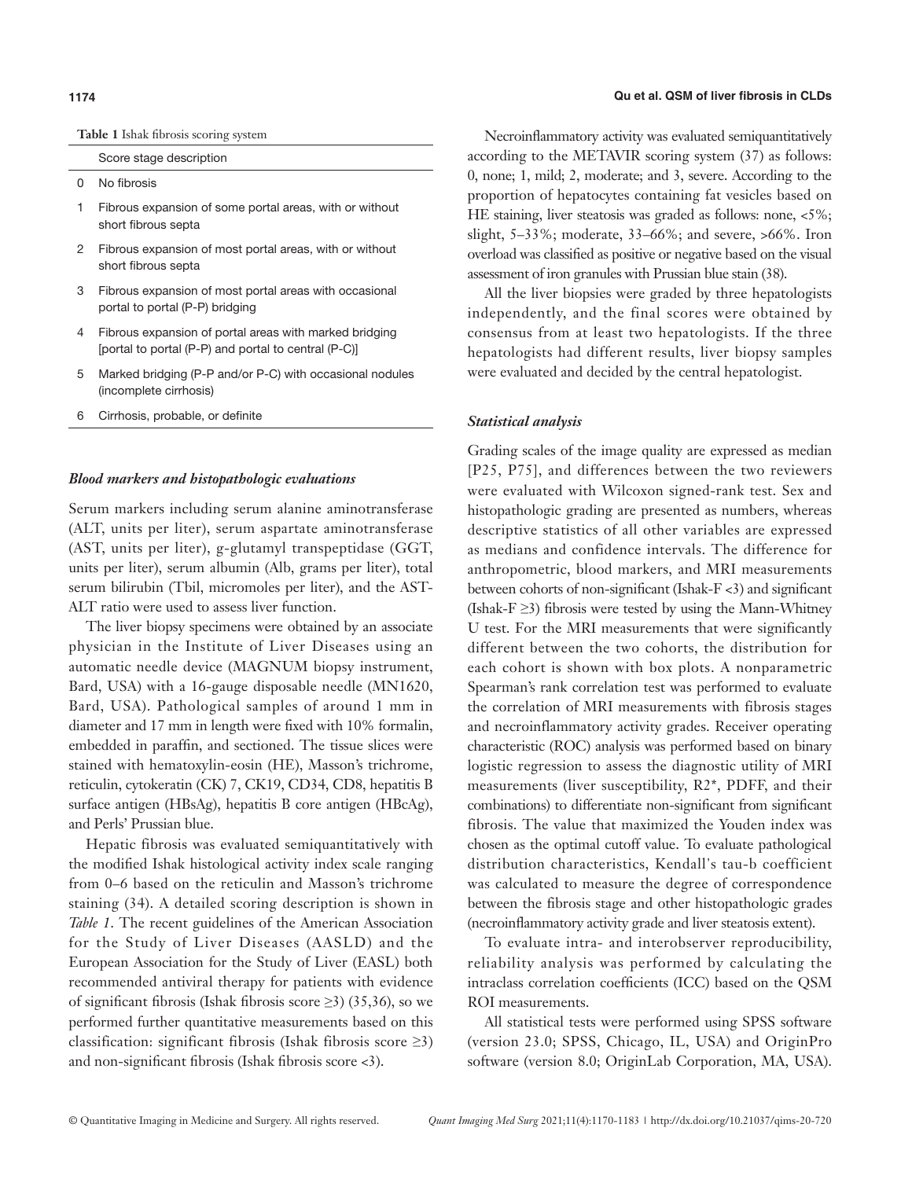**Table 1** Ishak fibrosis scoring system

| | Score stage description |
|---|---|
| 0 | No fibrosis |
| 1 | Fibrous expansion of some portal areas, with or without short fibrous septa |
| 2 | Fibrous expansion of most portal areas, with or without short fibrous septa |
| 3 | Fibrous expansion of most portal areas with occasional portal to portal (P-P) bridging |
| 4 | Fibrous expansion of portal areas with marked bridging [portal to portal (P-P) and portal to central (P-C)] |
| 5 | Marked bridging (P-P and/or P-C) with occasional nodules (incomplete cirrhosis) |
| 6 | Cirrhosis, probable, or definite |

### *Blood markers and histopathologic evaluations*

Serum markers including serum alanine aminotransferase (ALT, units per liter), serum aspartate aminotransferase (AST, units per liter), g-glutamyl transpeptidase (GGT, units per liter), serum albumin (Alb, grams per liter), total serum bilirubin (Tbil, micromoles per liter), and the AST-ALT ratio were used to assess liver function.

The liver biopsy specimens were obtained by an associate physician in the Institute of Liver Diseases using an automatic needle device (MAGNUM biopsy instrument, Bard, USA) with a 16-gauge disposable needle (MN1620, Bard, USA). Pathological samples of around 1 mm in diameter and 17 mm in length were fixed with 10% formalin, embedded in paraffin, and sectioned. The tissue slices were stained with hematoxylin-eosin (HE), Masson's trichrome, reticulin, cytokeratin (CK) 7, CK19, CD34, CD8, hepatitis B surface antigen (HBsAg), hepatitis B core antigen (HBcAg), and Perls' Prussian blue.

Hepatic fibrosis was evaluated semiquantitatively with the modified Ishak histological activity index scale ranging from 0–6 based on the reticulin and Masson's trichrome staining (34). A detailed scoring description is shown in *Table 1*. The recent guidelines of the American Association for the Study of Liver Diseases (AASLD) and the European Association for the Study of Liver (EASL) both recommended antiviral therapy for patients with evidence of significant fibrosis (Ishak fibrosis score ≥3) (35,36), so we performed further quantitative measurements based on this classification: significant fibrosis (Ishak fibrosis score ≥3) and non-significant fibrosis (Ishak fibrosis score <3).

Necroinflammatory activity was evaluated semiquantitatively according to the METAVIR scoring system (37) as follows: 0, none; 1, mild; 2, moderate; and 3, severe. According to the proportion of hepatocytes containing fat vesicles based on HE staining, liver steatosis was graded as follows: none, <5%; slight, 5–33%; moderate, 33–66%; and severe, >66%. Iron overload was classified as positive or negative based on the visual assessment of iron granules with Prussian blue stain (38).

All the liver biopsies were graded by three hepatologists independently, and the final scores were obtained by consensus from at least two hepatologists. If the three hepatologists had different results, liver biopsy samples were evaluated and decided by the central hepatologist.

### *Statistical analysis*

Grading scales of the image quality are expressed as median [P25, P75], and differences between the two reviewers were evaluated with Wilcoxon signed-rank test. Sex and histopathologic grading are presented as numbers, whereas descriptive statistics of all other variables are expressed as medians and confidence intervals. The difference for anthropometric, blood markers, and MRI measurements between cohorts of non-significant (Ishak-F <3) and significant (Ishak-F ≥3) fibrosis were tested by using the Mann-Whitney U test. For the MRI measurements that were significantly different between the two cohorts, the distribution for each cohort is shown with box plots. A nonparametric Spearman's rank correlation test was performed to evaluate the correlation of MRI measurements with fibrosis stages and necroinflammatory activity grades. Receiver operating characteristic (ROC) analysis was performed based on binary logistic regression to assess the diagnostic utility of MRI measurements (liver susceptibility, R2*, PDFF, and their combinations) to differentiate non-significant from significant fibrosis. The value that maximized the Youden index was chosen as the optimal cutoff value. To evaluate pathological distribution characteristics, Kendall's tau-b coefficient was calculated to measure the degree of correspondence between the fibrosis stage and other histopathologic grades (necroinflammatory activity grade and liver steatosis extent).

To evaluate intra- and interobserver reproducibility, reliability analysis was performed by calculating the intraclass correlation coefficients (ICC) based on the QSM ROI measurements.

All statistical tests were performed using SPSS software (version 23.0; SPSS, Chicago, IL, USA) and OriginPro software (version 8.0; OriginLab Corporation, MA, USA).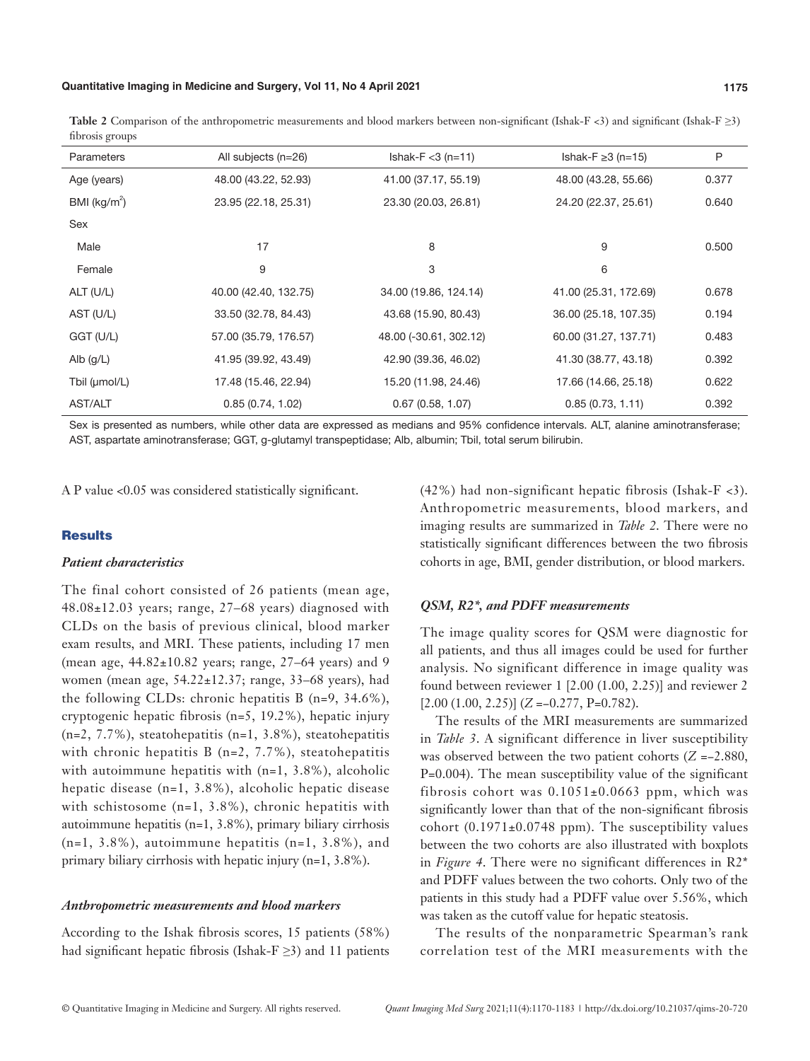**Table 2** Comparison of the anthropometric measurements and blood markers between non-significant (Ishak-F <3) and significant (Ishak-F ≥3) fibrosis groups

| Parameters | All subjects (n=26) | Ishak-F <3 (n=11) | Ishak-F ≥3 (n=15) | P |
|---|---|---|---|---|
| Age (years) | 48.00 (43.22, 52.93) | 41.00 (37.17, 55.19) | 48.00 (43.28, 55.66) | 0.377 |
| BMI (kg/m$^2$) | 23.95 (22.18, 25.31) | 23.30 (20.03, 26.81) | 24.20 (22.37, 25.61) | 0.640 |
| Sex | | | | |
| Male | 17 | 8 | 9 | 0.500 |
| Female | 9 | 3 | 6 | |
| ALT (U/L) | 40.00 (42.40, 132.75) | 34.00 (19.86, 124.14) | 41.00 (25.31, 172.69) | 0.678 |
| AST (U/L) | 33.50 (32.78, 84.43) | 43.68 (15.90, 80.43) | 36.00 (25.18, 107.35) | 0.194 |
| GGT (U/L) | 57.00 (35.79, 176.57) | 48.00 (-30.61, 302.12) | 60.00 (31.27, 137.71) | 0.483 |
| Alb (g/L) | 41.95 (39.92, 43.49) | 42.90 (39.36, 46.02) | 41.30 (38.77, 43.18) | 0.392 |
| Tbil (μmol/L) | 17.48 (15.46, 22.94) | 15.20 (11.98, 24.46) | 17.66 (14.66, 25.18) | 0.622 |
| AST/ALT | 0.85 (0.74, 1.02) | 0.67 (0.58, 1.07) | 0.85 (0.73, 1.11) | 0.392 |

Sex is presented as numbers, while other data are expressed as medians and 95% confidence intervals. ALT, alanine aminotransferase; AST, aspartate aminotransferase; GGT, g-glutamyl transpeptidase; Alb, albumin; Tbil, total serum bilirubin.

A P value <0.05 was considered statistically significant.

## Results

### *Patient characteristics*

The final cohort consisted of 26 patients (mean age, 48.08±12.03 years; range, 27–68 years) diagnosed with CLDs on the basis of previous clinical, blood marker exam results, and MRI. These patients, including 17 men (mean age, 44.82±10.82 years; range, 27–64 years) and 9 women (mean age, 54.22±12.37; range, 33–68 years), had the following CLDs: chronic hepatitis B (n=9, 34.6%), cryptogenic hepatic fibrosis (n=5, 19.2%), hepatic injury (n=2, 7.7%), steatohepatitis (n=1, 3.8%), steatohepatitis with chronic hepatitis B (n=2, 7.7%), steatohepatitis with autoimmune hepatitis with (n=1, 3.8%), alcoholic hepatic disease (n=1, 3.8%), alcoholic hepatic disease with schistosome (n=1, 3.8%), chronic hepatitis with autoimmune hepatitis (n=1, 3.8%), primary biliary cirrhosis (n=1, 3.8%), autoimmune hepatitis (n=1, 3.8%), and primary biliary cirrhosis with hepatic injury (n=1, 3.8%).

### *Anthropometric measurements and blood markers*

According to the Ishak fibrosis scores, 15 patients (58%) had significant hepatic fibrosis (Ishak-F ≥3) and 11 patients (42%) had non-significant hepatic fibrosis (Ishak-F <3). Anthropometric measurements, blood markers, and imaging results are summarized in *Table 2*. There were no statistically significant differences between the two fibrosis cohorts in age, BMI, gender distribution, or blood markers.

### *QSM, R2\*, and PDFF measurements*

The image quality scores for QSM were diagnostic for all patients, and thus all images could be used for further analysis. No significant difference in image quality was found between reviewer 1 [2.00 (1.00, 2.25)] and reviewer 2 [2.00 (1.00, 2.25)] ($Z$ =−0.277, P=0.782).

The results of the MRI measurements are summarized in *Table 3*. A significant difference in liver susceptibility was observed between the two patient cohorts ($Z$ =−2.880, P=0.004). The mean susceptibility value of the significant fibrosis cohort was 0.1051±0.0663 ppm, which was significantly lower than that of the non-significant fibrosis cohort (0.1971±0.0748 ppm). The susceptibility values between the two cohorts are also illustrated with boxplots in *Figure 4*. There were no significant differences in R2* and PDFF values between the two cohorts. Only two of the patients in this study had a PDFF value over 5.56%, which was taken as the cutoff value for hepatic steatosis.

The results of the nonparametric Spearman's rank correlation test of the MRI measurements with the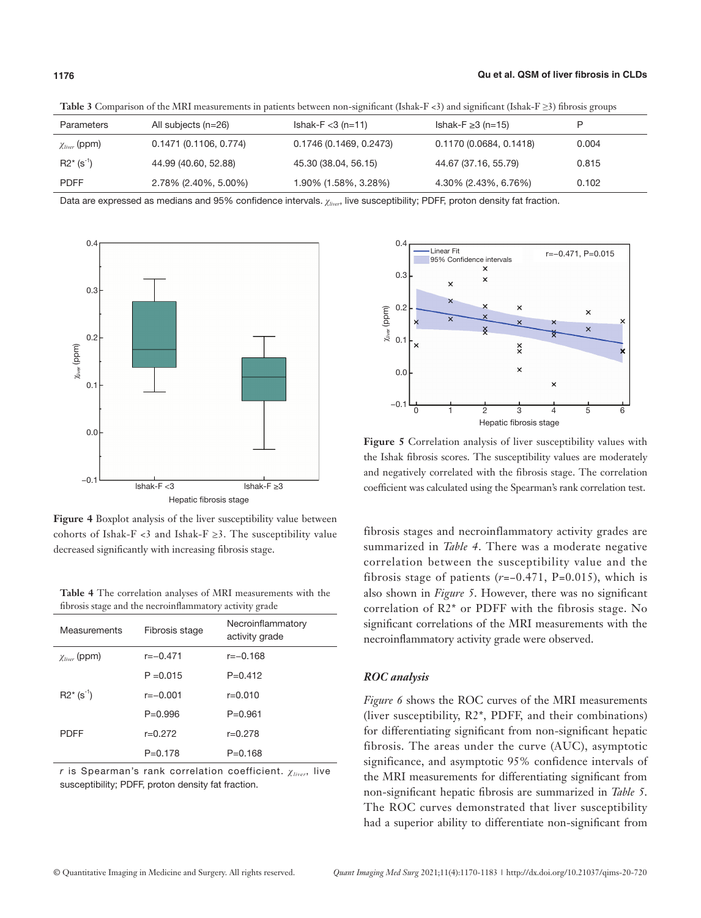**Table 3** Comparison of the MRI measurements in patients between non-significant (Ishak-F <3) and significant (Ishak-F ≥3) fibrosis groups

| Parameters | All subjects (n=26) | Ishak-F <3 (n=11) | Ishak-F ≥3 (n=15) | P |
|---|---|---|---|---|
| $\chi_{liver}$ (ppm) | 0.1471 (0.1106, 0.774) | 0.1746 (0.1469, 0.2473) | 0.1170 (0.0684, 0.1418) | 0.004 |
| R2* ($s^{-1}$) | 44.99 (40.60, 52.88) | 45.30 (38.04, 56.15) | 44.67 (37.16, 55.79) | 0.815 |
| PDFF | 2.78% (2.40%, 5.00%) | 1.90% (1.58%, 3.28%) | 4.30% (2.43%, 6.76%) | 0.102 |

Data are expressed as medians and 95% confidence intervals. $\chi_{liver}$, live susceptibility; PDFF, proton density fat fraction.

**Figure 4** Boxplot analysis of the liver susceptibility value between cohorts of Ishak-F <3 and Ishak-F ≥3. The susceptibility value decreased significantly with increasing fibrosis stage.

**Figure 5** Correlation analysis of liver susceptibility values with the Ishak fibrosis scores. The susceptibility values are moderately and negatively correlated with the fibrosis stage. The correlation coefficient was calculated using the Spearman's rank correlation test.

**Table 4** The correlation analyses of MRI measurements with the fibrosis stage and the necroinflammatory activity grade

| Measurements | Fibrosis stage | Necroinflammatory activity grade |
|---|---|---|
| $\chi_{liver}$ (ppm) | r=−0.471 | r=−0.168 |
| | P =0.015 | P=0.412 |
| R2* ($s^{-1}$) | r=−0.001 | r=0.010 |
| | P=0.996 | P=0.961 |
| PDFF | r=0.272 | r=0.278 |
| | P=0.178 | P=0.168 |

*r* is Spearman's rank correlation coefficient. $\chi_{liver}$, live susceptibility; PDFF, proton density fat fraction.

fibrosis stages and necroinflammatory activity grades are summarized in *Table 4*. There was a moderate negative correlation between the susceptibility value and the fibrosis stage of patients ($r$=−0.471, P=0.015), which is also shown in *Figure 5*. However, there was no significant correlation of R2* or PDFF with the fibrosis stage. No significant correlations of the MRI measurements with the necroinflammatory activity grade were observed.

### *ROC analysis*

*Figure 6* shows the ROC curves of the MRI measurements (liver susceptibility, R2*, PDFF, and their combinations) for differentiating significant from non-significant hepatic fibrosis. The areas under the curve (AUC), asymptotic significance, and asymptotic 95% confidence intervals of the MRI measurements for differentiating significant from non-significant hepatic fibrosis are summarized in *Table 5*. The ROC curves demonstrated that liver susceptibility had a superior ability to differentiate non-significant from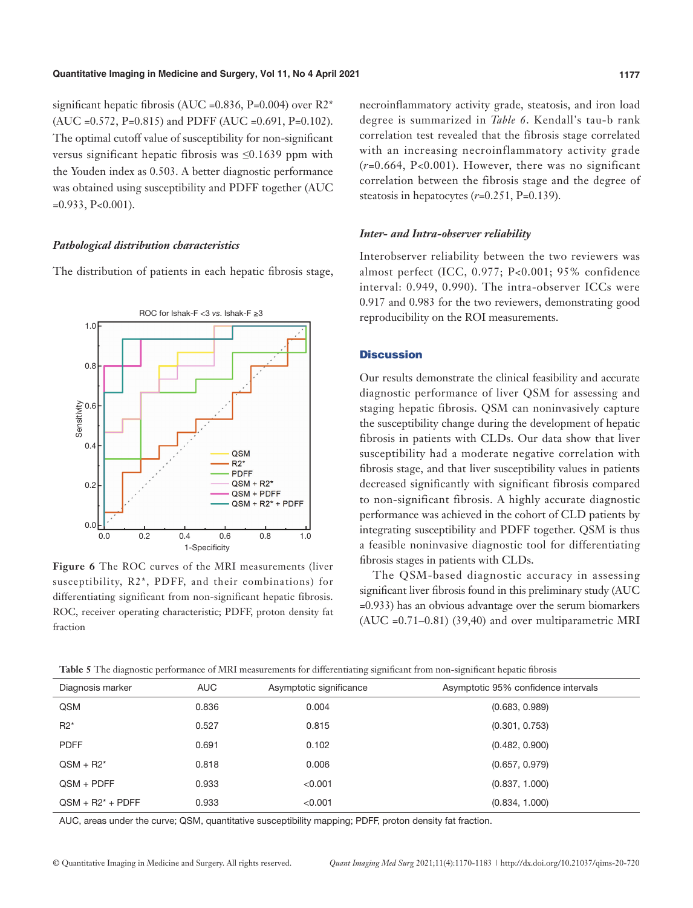significant hepatic fibrosis (AUC =0.836, P=0.004) over R2* (AUC =0.572, P=0.815) and PDFF (AUC =0.691, P=0.102). The optimal cutoff value of susceptibility for non-significant versus significant hepatic fibrosis was ≤0.1639 ppm with the Youden index as 0.503. A better diagnostic performance was obtained using susceptibility and PDFF together (AUC =0.933, P<0.001).

### *Pathological distribution characteristics*

The distribution of patients in each hepatic fibrosis stage, necroinflammatory activity grade, steatosis, and iron load degree is summarized in *Table 6*. Kendall's tau-b rank correlation test revealed that the fibrosis stage correlated with an increasing necroinflammatory activity grade (*r*=0.664, P<0.001). However, there was no significant correlation between the fibrosis stage and the degree of steatosis in hepatocytes (*r*=0.251, P=0.139).

**Figure 6** The ROC curves of the MRI measurements (liver susceptibility, R2*, PDFF, and their combinations) for differentiating significant from non-significant hepatic fibrosis. ROC, receiver operating characteristic; PDFF, proton density fat fraction

### *Inter- and Intra-observer reliability*

Interobserver reliability between the two reviewers was almost perfect (ICC, 0.977; P<0.001; 95% confidence interval: 0.949, 0.990). The intra-observer ICCs were 0.917 and 0.983 for the two reviewers, demonstrating good reproducibility on the ROI measurements.

## Discussion

Our results demonstrate the clinical feasibility and accurate diagnostic performance of liver QSM for assessing and staging hepatic fibrosis. QSM can noninvasively capture the susceptibility change during the development of hepatic fibrosis in patients with CLDs. Our data show that liver susceptibility had a moderate negative correlation with fibrosis stage, and that liver susceptibility values in patients decreased significantly with significant fibrosis compared to non-significant fibrosis. A highly accurate diagnostic performance was achieved in the cohort of CLD patients by integrating susceptibility and PDFF together. QSM is thus a feasible noninvasive diagnostic tool for differentiating fibrosis stages in patients with CLDs.

The QSM-based diagnostic accuracy in assessing significant liver fibrosis found in this preliminary study (AUC =0.933) has an obvious advantage over the serum biomarkers (AUC =0.71–0.81) (39,40) and over multiparametric MRI

**Table 5** The diagnostic performance of MRI measurements for differentiating significant from non-significant hepatic fibrosis

| Diagnosis marker | AUC | Asymptotic significance | Asymptotic 95% confidence intervals |
|---|---|---|---|
| QSM | 0.836 | 0.004 | (0.683, 0.989) |
| R2* | 0.527 | 0.815 | (0.301, 0.753) |
| PDFF | 0.691 | 0.102 | (0.482, 0.900) |
| QSM + R2* | 0.818 | 0.006 | (0.657, 0.979) |
| QSM + PDFF | 0.933 | <0.001 | (0.837, 1.000) |
| QSM + R2* + PDFF | 0.933 | <0.001 | (0.834, 1.000) |

AUC, areas under the curve; QSM, quantitative susceptibility mapping; PDFF, proton density fat fraction.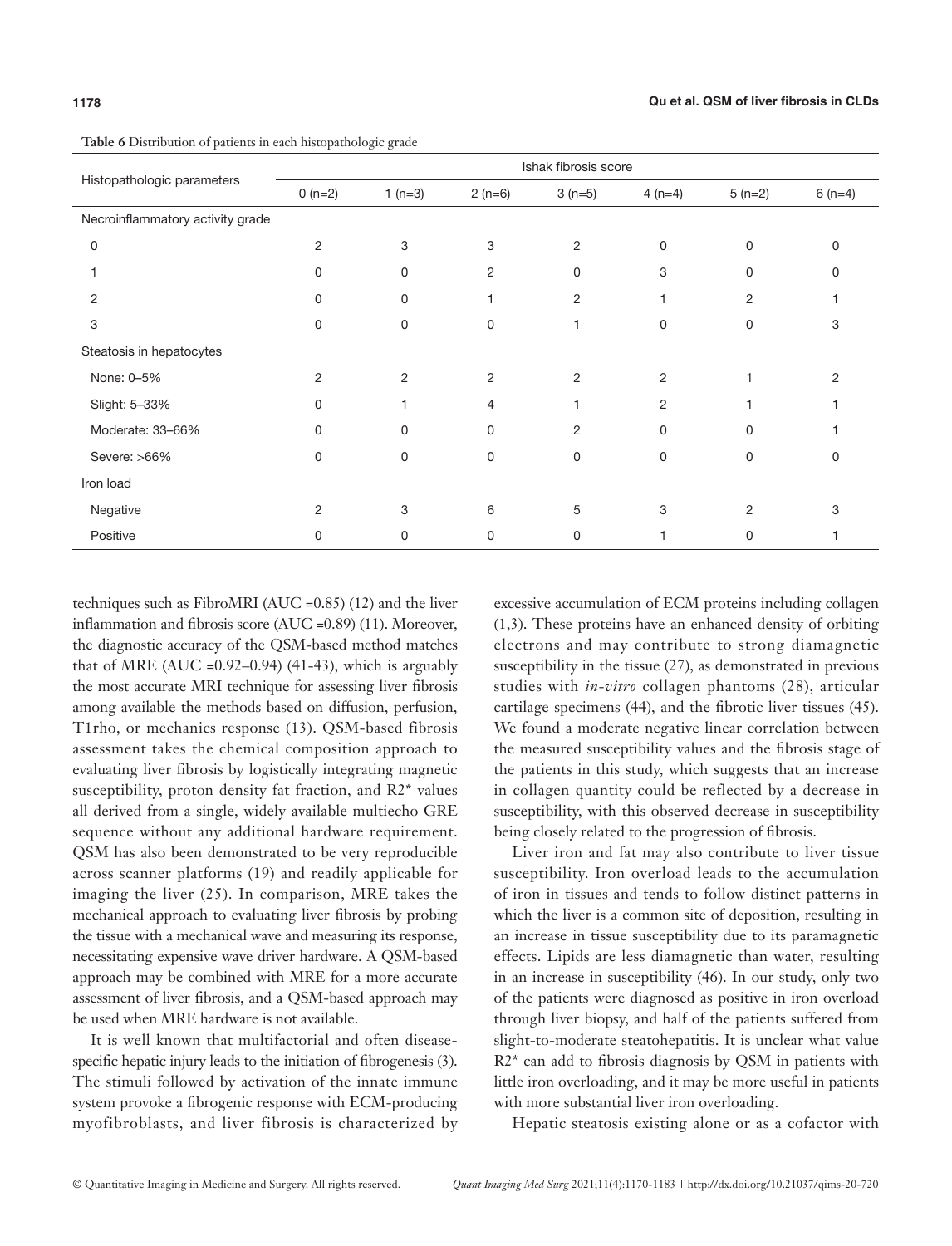**Table 6** Distribution of patients in each histopathologic grade

| Histopathologic parameters | Ishak fibrosis score | | | | | | |
|---|---|---|---|---|---|---|---|
| | 0 (n=2) | 1 (n=3) | 2 (n=6) | 3 (n=5) | 4 (n=4) | 5 (n=2) | 6 (n=4) |
| Necroinflammatory activity grade | | | | | | | |
| 0 | 2 | 3 | 3 | 2 | 0 | 0 | 0 |
| 1 | 0 | 0 | 2 | 0 | 3 | 0 | 0 |
| 2 | 0 | 0 | 1 | 2 | 1 | 2 | 1 |
| 3 | 0 | 0 | 0 | 1 | 0 | 0 | 3 |
| Steatosis in hepatocytes | | | | | | | |
| None: 0–5% | 2 | 2 | 2 | 2 | 2 | 1 | 2 |
| Slight: 5–33% | 0 | 1 | 4 | 1 | 2 | 1 | 1 |
| Moderate: 33–66% | 0 | 0 | 0 | 2 | 0 | 0 | 1 |
| Severe: >66% | 0 | 0 | 0 | 0 | 0 | 0 | 0 |
| Iron load | | | | | | | |
| Negative | 2 | 3 | 6 | 5 | 3 | 2 | 3 |
| Positive | 0 | 0 | 0 | 0 | 1 | 0 | 1 |

techniques such as FibroMRI (AUC =0.85) (12) and the liver inflammation and fibrosis score (AUC =0.89) (11). Moreover, the diagnostic accuracy of the QSM-based method matches that of MRE (AUC =0.92–0.94) (41-43), which is arguably the most accurate MRI technique for assessing liver fibrosis among available the methods based on diffusion, perfusion, T1rho, or mechanics response (13). QSM-based fibrosis assessment takes the chemical composition approach to evaluating liver fibrosis by logistically integrating magnetic susceptibility, proton density fat fraction, and $R2^*$ values all derived from a single, widely available multiecho GRE sequence without any additional hardware requirement. QSM has also been demonstrated to be very reproducible across scanner platforms (19) and readily applicable for imaging the liver (25). In comparison, MRE takes the mechanical approach to evaluating liver fibrosis by probing the tissue with a mechanical wave and measuring its response, necessitating expensive wave driver hardware. A QSM-based approach may be combined with MRE for a more accurate assessment of liver fibrosis, and a QSM-based approach may be used when MRE hardware is not available.

It is well known that multifactorial and often disease-specific hepatic injury leads to the initiation of fibrogenesis (3). The stimuli followed by activation of the innate immune system provoke a fibrogenic response with ECM-producing myofibroblasts, and liver fibrosis is characterized by excessive accumulation of ECM proteins including collagen (1,3). These proteins have an enhanced density of orbiting electrons and may contribute to strong diamagnetic susceptibility in the tissue (27), as demonstrated in previous studies with *in-vitro* collagen phantoms (28), articular cartilage specimens (44), and the fibrotic liver tissues (45). We found a moderate negative linear correlation between the measured susceptibility values and the fibrosis stage of the patients in this study, which suggests that an increase in collagen quantity could be reflected by a decrease in susceptibility, with this observed decrease in susceptibility being closely related to the progression of fibrosis.

Liver iron and fat may also contribute to liver tissue susceptibility. Iron overload leads to the accumulation of iron in tissues and tends to follow distinct patterns in which the liver is a common site of deposition, resulting in an increase in tissue susceptibility due to its paramagnetic effects. Lipids are less diamagnetic than water, resulting in an increase in susceptibility (46). In our study, only two of the patients were diagnosed as positive in iron overload through liver biopsy, and half of the patients suffered from slight-to-moderate steatohepatitis. It is unclear what value $R2^*$ can add to fibrosis diagnosis by QSM in patients with little iron overloading, and it may be more useful in patients with more substantial liver iron overloading.

Hepatic steatosis existing alone or as a cofactor with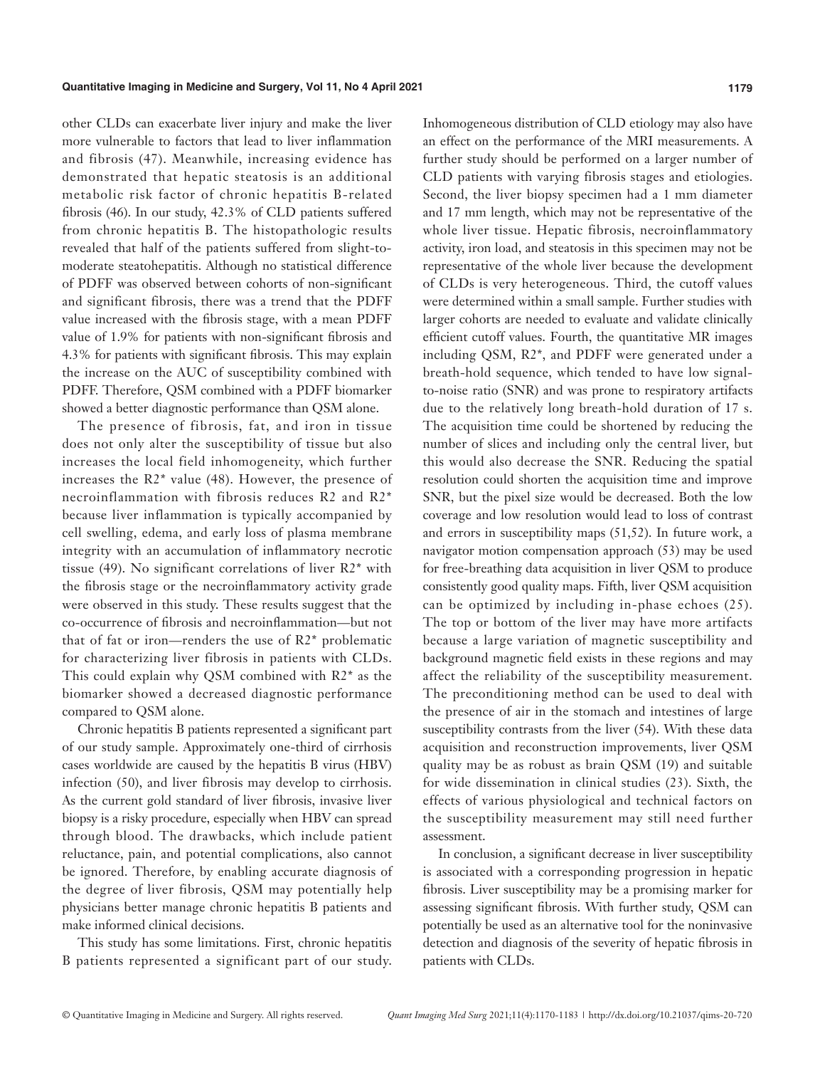other CLDs can exacerbate liver injury and make the liver more vulnerable to factors that lead to liver inflammation and fibrosis (47). Meanwhile, increasing evidence has demonstrated that hepatic steatosis is an additional metabolic risk factor of chronic hepatitis B-related fibrosis (46). In our study, 42.3% of CLD patients suffered from chronic hepatitis B. The histopathologic results revealed that half of the patients suffered from slight-to-moderate steatohepatitis. Although no statistical difference of PDFF was observed between cohorts of non-significant and significant fibrosis, there was a trend that the PDFF value increased with the fibrosis stage, with a mean PDFF value of 1.9% for patients with non-significant fibrosis and 4.3% for patients with significant fibrosis. This may explain the increase on the AUC of susceptibility combined with PDFF. Therefore, QSM combined with a PDFF biomarker showed a better diagnostic performance than QSM alone.

The presence of fibrosis, fat, and iron in tissue does not only alter the susceptibility of tissue but also increases the local field inhomogeneity, which further increases the R2* value (48). However, the presence of necroinflammation with fibrosis reduces R2 and R2* because liver inflammation is typically accompanied by cell swelling, edema, and early loss of plasma membrane integrity with an accumulation of inflammatory necrotic tissue (49). No significant correlations of liver R2* with the fibrosis stage or the necroinflammatory activity grade were observed in this study. These results suggest that the co-occurrence of fibrosis and necroinflammation—but not that of fat or iron—renders the use of R2* problematic for characterizing liver fibrosis in patients with CLDs. This could explain why QSM combined with R2* as the biomarker showed a decreased diagnostic performance compared to QSM alone.

Chronic hepatitis B patients represented a significant part of our study sample. Approximately one-third of cirrhosis cases worldwide are caused by the hepatitis B virus (HBV) infection (50), and liver fibrosis may develop to cirrhosis. As the current gold standard of liver fibrosis, invasive liver biopsy is a risky procedure, especially when HBV can spread through blood. The drawbacks, which include patient reluctance, pain, and potential complications, also cannot be ignored. Therefore, by enabling accurate diagnosis of the degree of liver fibrosis, QSM may potentially help physicians better manage chronic hepatitis B patients and make informed clinical decisions.

This study has some limitations. First, chronic hepatitis B patients represented a significant part of our study. Inhomogeneous distribution of CLD etiology may also have an effect on the performance of the MRI measurements. A further study should be performed on a larger number of CLD patients with varying fibrosis stages and etiologies. Second, the liver biopsy specimen had a 1 mm diameter and 17 mm length, which may not be representative of the whole liver tissue. Hepatic fibrosis, necroinflammatory activity, iron load, and steatosis in this specimen may not be representative of the whole liver because the development of CLDs is very heterogeneous. Third, the cutoff values were determined within a small sample. Further studies with larger cohorts are needed to evaluate and validate clinically efficient cutoff values. Fourth, the quantitative MR images including QSM, R2*, and PDFF were generated under a breath-hold sequence, which tended to have low signal-to-noise ratio (SNR) and was prone to respiratory artifacts due to the relatively long breath-hold duration of 17 s. The acquisition time could be shortened by reducing the number of slices and including only the central liver, but this would also decrease the SNR. Reducing the spatial resolution could shorten the acquisition time and improve SNR, but the pixel size would be decreased. Both the low coverage and low resolution would lead to loss of contrast and errors in susceptibility maps (51,52). In future work, a navigator motion compensation approach (53) may be used for free-breathing data acquisition in liver QSM to produce consistently good quality maps. Fifth, liver QSM acquisition can be optimized by including in-phase echoes (25). The top or bottom of the liver may have more artifacts because a large variation of magnetic susceptibility and background magnetic field exists in these regions and may affect the reliability of the susceptibility measurement. The preconditioning method can be used to deal with the presence of air in the stomach and intestines of large susceptibility contrasts from the liver (54). With these data acquisition and reconstruction improvements, liver QSM quality may be as robust as brain QSM (19) and suitable for wide dissemination in clinical studies (23). Sixth, the effects of various physiological and technical factors on the susceptibility measurement may still need further assessment.

In conclusion, a significant decrease in liver susceptibility is associated with a corresponding progression in hepatic fibrosis. Liver susceptibility may be a promising marker for assessing significant fibrosis. With further study, QSM can potentially be used as an alternative tool for the noninvasive detection and diagnosis of the severity of hepatic fibrosis in patients with CLDs.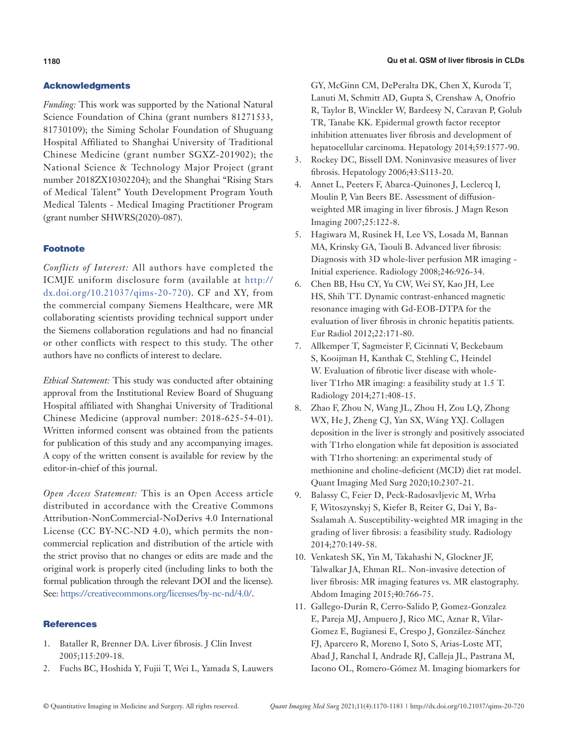## Acknowledgments

*Funding:* This work was supported by the National Natural Science Foundation of China (grant numbers 81271533, 81730109); the Siming Scholar Foundation of Shuguang Hospital Affiliated to Shanghai University of Traditional Chinese Medicine (grant number SGXZ-201902); the National Science & Technology Major Project (grant number 2018ZX10302204); and the Shanghai "Rising Stars of Medical Talent" Youth Development Program Youth Medical Talents - Medical Imaging Practitioner Program (grant number SHWRS(2020)-087).

## Footnote

*Conflicts of Interest:* All authors have completed the ICMJE uniform disclosure form (available at http://dx.doi.org/10.21037/qims-20-720). CF and XY, from the commercial company Siemens Healthcare, were MR collaborating scientists providing technical support under the Siemens collaboration regulations and had no financial or other conflicts with respect to this study. The other authors have no conflicts of interest to declare.

*Ethical Statement:* This study was conducted after obtaining approval from the Institutional Review Board of Shuguang Hospital affiliated with Shanghai University of Traditional Chinese Medicine (approval number: 2018-625-54-01). Written informed consent was obtained from the patients for publication of this study and any accompanying images. A copy of the written consent is available for review by the editor-in-chief of this journal.

*Open Access Statement:* This is an Open Access article distributed in accordance with the Creative Commons Attribution-NonCommercial-NoDerivs 4.0 International License (CC BY-NC-ND 4.0), which permits the non-commercial replication and distribution of the article with the strict proviso that no changes or edits are made and the original work is properly cited (including links to both the formal publication through the relevant DOI and the license). See: https://creativecommons.org/licenses/by-nc-nd/4.0/.

## References

1. Bataller R, Brenner DA. Liver fibrosis. J Clin Invest 2005;115:209-18.
2. Fuchs BC, Hoshida Y, Fujii T, Wei L, Yamada S, Lauwers GY, McGinn CM, DePeralta DK, Chen X, Kuroda T, Lanuti M, Schmitt AD, Gupta S, Crenshaw A, Onofrio R, Taylor B, Winckler W, Bardeesy N, Caravan P, Golub TR, Tanabe KK. Epidermal growth factor receptor inhibition attenuates liver fibrosis and development of hepatocellular carcinoma. Hepatology 2014;59:1577-90.
3. Rockey DC, Bissell DM. Noninvasive measures of liver fibrosis. Hepatology 2006;43:S113-20.
4. Annet L, Peeters F, Abarca-Quinones J, Leclercq I, Moulin P, Van Beers BE. Assessment of diffusion-weighted MR imaging in liver fibrosis. J Magn Reson Imaging 2007;25:122-8.
5. Hagiwara M, Rusinek H, Lee VS, Losada M, Bannan MA, Krinsky GA, Taouli B. Advanced liver fibrosis: Diagnosis with 3D whole-liver perfusion MR imaging - Initial experience. Radiology 2008;246:926-34.
6. Chen BB, Hsu CY, Yu CW, Wei SY, Kao JH, Lee HS, Shih TT. Dynamic contrast-enhanced magnetic resonance imaging with Gd-EOB-DTPA for the evaluation of liver fibrosis in chronic hepatitis patients. Eur Radiol 2012;22:171-80.
7. Allkemper T, Sagmeister F, Cicinnati V, Beckebaum S, Kooijman H, Kanthak C, Stehling C, Heindel W. Evaluation of fibrotic liver disease with whole-liver T1rho MR imaging: a feasibility study at 1.5 T. Radiology 2014;271:408-15.
8. Zhao F, Zhou N, Wang JL, Zhou H, Zou LQ, Zhong WX, He J, Zheng CJ, Yan SX, Wáng YXJ. Collagen deposition in the liver is strongly and positively associated with T1rho elongation while fat deposition is associated with T1rho shortening: an experimental study of methionine and choline-deficient (MCD) diet rat model. Quant Imaging Med Surg 2020;10:2307-21.
9. Balassy C, Feier D, Peck-Radosavljevic M, Wrba F, Witoszynskyj S, Kiefer B, Reiter G, Dai Y, Ba-Ssalamah A. Susceptibility-weighted MR imaging in the grading of liver fibrosis: a feasibility study. Radiology 2014;270:149-58.
10. Venkatesh SK, Yin M, Takahashi N, Glockner JF, Talwalkar JA, Ehman RL. Non-invasive detection of liver fibrosis: MR imaging features vs. MR elastography. Abdom Imaging 2015;40:766-75.
11. Gallego-Durán R, Cerro-Salido P, Gomez-Gonzalez E, Pareja MJ, Ampuero J, Rico MC, Aznar R, Vilar-Gomez E, Bugianesi E, Crespo J, González-Sánchez FJ, Aparcero R, Moreno I, Soto S, Arias-Loste MT, Abad J, Ranchal I, Andrade RJ, Calleja JL, Pastrana M, Iacono OL, Romero-Gómez M. Imaging biomarkers for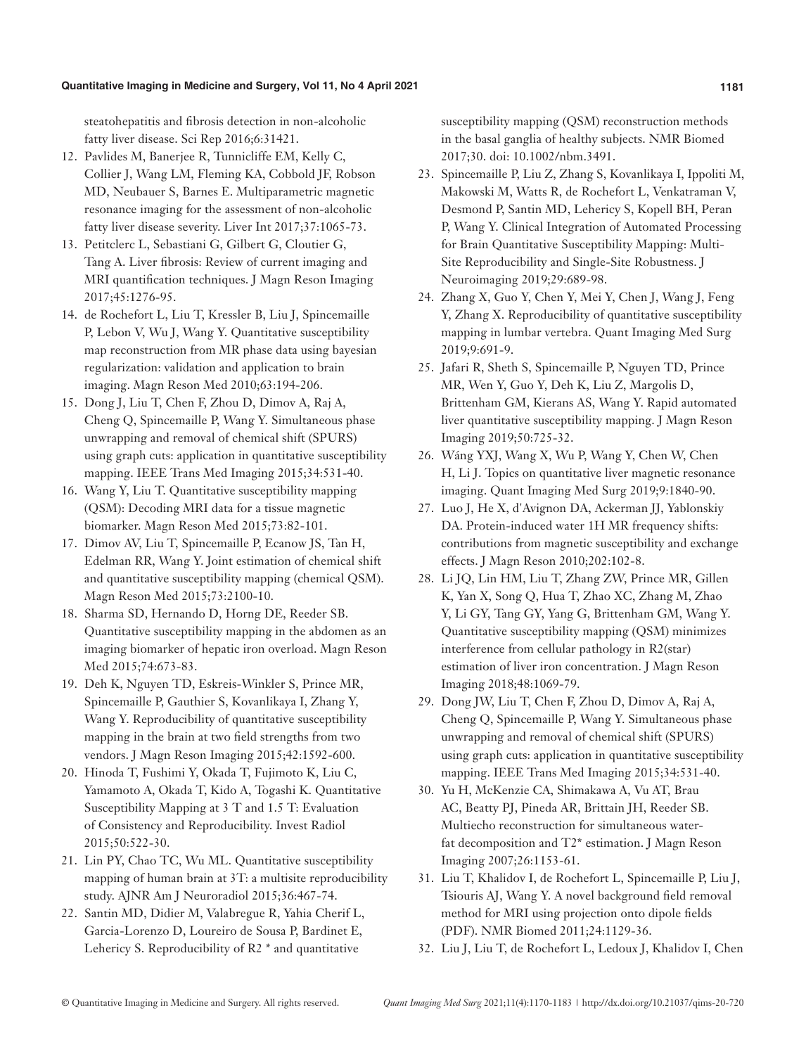steatohepatitis and fibrosis detection in non-alcoholic fatty liver disease. Sci Rep 2016;6:31421.

12. Pavlides M, Banerjee R, Tunnicliffe EM, Kelly C, Collier J, Wang LM, Fleming KA, Cobbold JF, Robson MD, Neubauer S, Barnes E. Multiparametric magnetic resonance imaging for the assessment of non-alcoholic fatty liver disease severity. Liver Int 2017;37:1065-73.
13. Petitclerc L, Sebastiani G, Gilbert G, Cloutier G, Tang A. Liver fibrosis: Review of current imaging and MRI quantification techniques. J Magn Reson Imaging 2017;45:1276-95.
14. de Rochefort L, Liu T, Kressler B, Liu J, Spincemaille P, Lebon V, Wu J, Wang Y. Quantitative susceptibility map reconstruction from MR phase data using bayesian regularization: validation and application to brain imaging. Magn Reson Med 2010;63:194-206.
15. Dong J, Liu T, Chen F, Zhou D, Dimov A, Raj A, Cheng Q, Spincemaille P, Wang Y. Simultaneous phase unwrapping and removal of chemical shift (SPURS) using graph cuts: application in quantitative susceptibility mapping. IEEE Trans Med Imaging 2015;34:531-40.
16. Wang Y, Liu T. Quantitative susceptibility mapping (QSM): Decoding MRI data for a tissue magnetic biomarker. Magn Reson Med 2015;73:82-101.
17. Dimov AV, Liu T, Spincemaille P, Ecanow JS, Tan H, Edelman RR, Wang Y. Joint estimation of chemical shift and quantitative susceptibility mapping (chemical QSM). Magn Reson Med 2015;73:2100-10.
18. Sharma SD, Hernando D, Horng DE, Reeder SB. Quantitative susceptibility mapping in the abdomen as an imaging biomarker of hepatic iron overload. Magn Reson Med 2015;74:673-83.
19. Deh K, Nguyen TD, Eskreis-Winkler S, Prince MR, Spincemaille P, Gauthier S, Kovanlikaya I, Zhang Y, Wang Y. Reproducibility of quantitative susceptibility mapping in the brain at two field strengths from two vendors. J Magn Reson Imaging 2015;42:1592-600.
20. Hinoda T, Fushimi Y, Okada T, Fujimoto K, Liu C, Yamamoto A, Okada T, Kido A, Togashi K. Quantitative Susceptibility Mapping at 3 T and 1.5 T: Evaluation of Consistency and Reproducibility. Invest Radiol 2015;50:522-30.
21. Lin PY, Chao TC, Wu ML. Quantitative susceptibility mapping of human brain at 3T: a multisite reproducibility study. AJNR Am J Neuroradiol 2015;36:467-74.
22. Santin MD, Didier M, Valabregue R, Yahia Cherif L, Garcia-Lorenzo D, Loureiro de Sousa P, Bardinet E, Lehericy S. Reproducibility of R2 * and quantitative susceptibility mapping (QSM) reconstruction methods in the basal ganglia of healthy subjects. NMR Biomed 2017;30. doi: 10.1002/nbm.3491.
23. Spincemaille P, Liu Z, Zhang S, Kovanlikaya I, Ippoliti M, Makowski M, Watts R, de Rochefort L, Venkatraman V, Desmond P, Santin MD, Lehericy S, Kopell BH, Peran P, Wang Y. Clinical Integration of Automated Processing for Brain Quantitative Susceptibility Mapping: Multi-Site Reproducibility and Single-Site Robustness. J Neuroimaging 2019;29:689-98.
24. Zhang X, Guo Y, Chen Y, Mei Y, Chen J, Wang J, Feng Y, Zhang X. Reproducibility of quantitative susceptibility mapping in lumbar vertebra. Quant Imaging Med Surg 2019;9:691-9.
25. Jafari R, Sheth S, Spincemaille P, Nguyen TD, Prince MR, Wen Y, Guo Y, Deh K, Liu Z, Margolis D, Brittenham GM, Kierans AS, Wang Y. Rapid automated liver quantitative susceptibility mapping. J Magn Reson Imaging 2019;50:725-32.
26. Wáng YXJ, Wang X, Wu P, Wang Y, Chen W, Chen H, Li J. Topics on quantitative liver magnetic resonance imaging. Quant Imaging Med Surg 2019;9:1840-90.
27. Luo J, He X, d'Avignon DA, Ackerman JJ, Yablonskiy DA. Protein-induced water 1H MR frequency shifts: contributions from magnetic susceptibility and exchange effects. J Magn Reson 2010;202:102-8.
28. Li JQ, Lin HM, Liu T, Zhang ZW, Prince MR, Gillen K, Yan X, Song Q, Hua T, Zhao XC, Zhang M, Zhao Y, Li GY, Tang GY, Yang G, Brittenham GM, Wang Y. Quantitative susceptibility mapping (QSM) minimizes interference from cellular pathology in R2(star) estimation of liver iron concentration. J Magn Reson Imaging 2018;48:1069-79.
29. Dong JW, Liu T, Chen F, Zhou D, Dimov A, Raj A, Cheng Q, Spincemaille P, Wang Y. Simultaneous phase unwrapping and removal of chemical shift (SPURS) using graph cuts: application in quantitative susceptibility mapping. IEEE Trans Med Imaging 2015;34:531-40.
30. Yu H, McKenzie CA, Shimakawa A, Vu AT, Brau AC, Beatty PJ, Pineda AR, Brittain JH, Reeder SB. Multiecho reconstruction for simultaneous water-fat decomposition and T2* estimation. J Magn Reson Imaging 2007;26:1153-61.
31. Liu T, Khalidov I, de Rochefort L, Spincemaille P, Liu J, Tsiouris AJ, Wang Y. A novel background field removal method for MRI using projection onto dipole fields (PDF). NMR Biomed 2011;24:1129-36.
32. Liu J, Liu T, de Rochefort L, Ledoux J, Khalidov I, Chen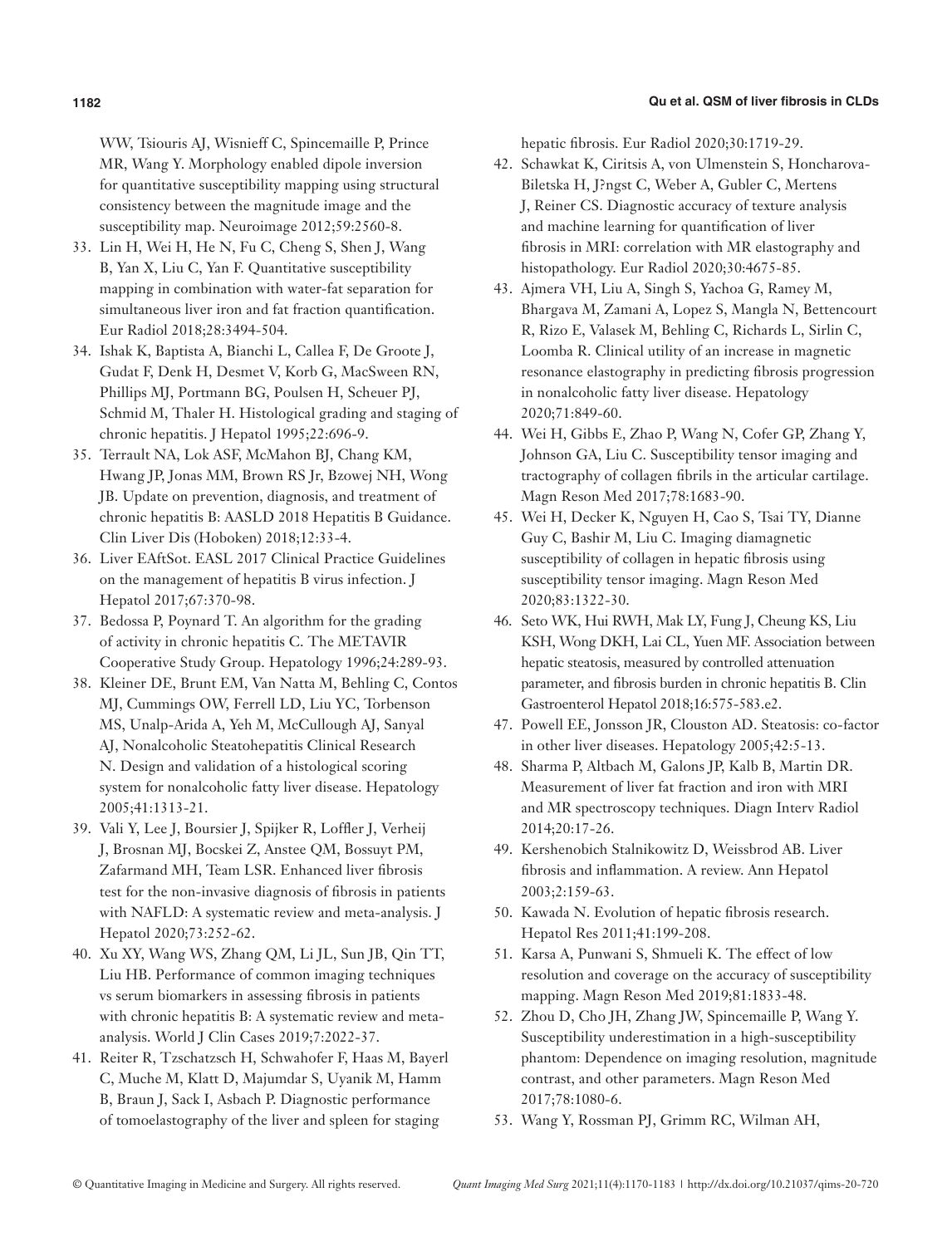WW, Tsiouris AJ, Wisnieff C, Spincemaille P, Prince MR, Wang Y. Morphology enabled dipole inversion for quantitative susceptibility mapping using structural consistency between the magnitude image and the susceptibility map. Neuroimage 2012;59:2560-8.

33. Lin H, Wei H, He N, Fu C, Cheng S, Shen J, Wang B, Yan X, Liu C, Yan F. Quantitative susceptibility mapping in combination with water-fat separation for simultaneous liver iron and fat fraction quantification. Eur Radiol 2018;28:3494-504.
34. Ishak K, Baptista A, Bianchi L, Callea F, De Groote J, Gudat F, Denk H, Desmet V, Korb G, MacSween RN, Phillips MJ, Portmann BG, Poulsen H, Scheuer PJ, Schmid M, Thaler H. Histological grading and staging of chronic hepatitis. J Hepatol 1995;22:696-9.
35. Terrault NA, Lok ASF, McMahon BJ, Chang KM, Hwang JP, Jonas MM, Brown RS Jr, Bzowej NH, Wong JB. Update on prevention, diagnosis, and treatment of chronic hepatitis B: AASLD 2018 Hepatitis B Guidance. Clin Liver Dis (Hoboken) 2018;12:33-4.
36. Liver EAftSot. EASL 2017 Clinical Practice Guidelines on the management of hepatitis B virus infection. J Hepatol 2017;67:370-98.
37. Bedossa P, Poynard T. An algorithm for the grading of activity in chronic hepatitis C. The METAVIR Cooperative Study Group. Hepatology 1996;24:289-93.
38. Kleiner DE, Brunt EM, Van Natta M, Behling C, Contos MJ, Cummings OW, Ferrell LD, Liu YC, Torbenson MS, Unalp-Arida A, Yeh M, McCullough AJ, Sanyal AJ, Nonalcoholic Steatohepatitis Clinical Research N. Design and validation of a histological scoring system for nonalcoholic fatty liver disease. Hepatology 2005;41:1313-21.
39. Vali Y, Lee J, Boursier J, Spijker R, Loffler J, Verheij J, Brosnan MJ, Bocskei Z, Anstee QM, Bossuyt PM, Zafarmand MH, Team LSR. Enhanced liver fibrosis test for the non-invasive diagnosis of fibrosis in patients with NAFLD: A systematic review and meta-analysis. J Hepatol 2020;73:252-62.
40. Xu XY, Wang WS, Zhang QM, Li JL, Sun JB, Qin TT, Liu HB. Performance of common imaging techniques vs serum biomarkers in assessing fibrosis in patients with chronic hepatitis B: A systematic review and meta-analysis. World J Clin Cases 2019;7:2022-37.
41. Reiter R, Tzschatzsch H, Schwahofer F, Haas M, Bayerl C, Muche M, Klatt D, Majumdar S, Uyanik M, Hamm B, Braun J, Sack I, Asbach P. Diagnostic performance of tomoelastography of the liver and spleen for staging hepatic fibrosis. Eur Radiol 2020;30:1719-29.
42. Schawkat K, Ciritsis A, von Ulmenstein S, Honcharova-Biletska H, J?ngst C, Weber A, Gubler C, Mertens J, Reiner CS. Diagnostic accuracy of texture analysis and machine learning for quantification of liver fibrosis in MRI: correlation with MR elastography and histopathology. Eur Radiol 2020;30:4675-85.
43. Ajmera VH, Liu A, Singh S, Yachoa G, Ramey M, Bhargava M, Zamani A, Lopez S, Mangla N, Bettencourt R, Rizo E, Valasek M, Behling C, Richards L, Sirlin C, Loomba R. Clinical utility of an increase in magnetic resonance elastography in predicting fibrosis progression in nonalcoholic fatty liver disease. Hepatology 2020;71:849-60.
44. Wei H, Gibbs E, Zhao P, Wang N, Cofer GP, Zhang Y, Johnson GA, Liu C. Susceptibility tensor imaging and tractography of collagen fibrils in the articular cartilage. Magn Reson Med 2017;78:1683-90.
45. Wei H, Decker K, Nguyen H, Cao S, Tsai TY, Dianne Guy C, Bashir M, Liu C. Imaging diamagnetic susceptibility of collagen in hepatic fibrosis using susceptibility tensor imaging. Magn Reson Med 2020;83:1322-30.
46. Seto WK, Hui RWH, Mak LY, Fung J, Cheung KS, Liu KSH, Wong DKH, Lai CL, Yuen MF. Association between hepatic steatosis, measured by controlled attenuation parameter, and fibrosis burden in chronic hepatitis B. Clin Gastroenterol Hepatol 2018;16:575-583.e2.
47. Powell EE, Jonsson JR, Clouston AD. Steatosis: co-factor in other liver diseases. Hepatology 2005;42:5-13.
48. Sharma P, Altbach M, Galons JP, Kalb B, Martin DR. Measurement of liver fat fraction and iron with MRI and MR spectroscopy techniques. Diagn Interv Radiol 2014;20:17-26.
49. Kershenobich Stalnikowitz D, Weissbrod AB. Liver fibrosis and inflammation. A review. Ann Hepatol 2003;2:159-63.
50. Kawada N. Evolution of hepatic fibrosis research. Hepatol Res 2011;41:199-208.
51. Karsa A, Punwani S, Shmueli K. The effect of low resolution and coverage on the accuracy of susceptibility mapping. Magn Reson Med 2019;81:1833-48.
52. Zhou D, Cho JH, Zhang JW, Spincemaille P, Wang Y. Susceptibility underestimation in a high-susceptibility phantom: Dependence on imaging resolution, magnitude contrast, and other parameters. Magn Reson Med 2017;78:1080-6.
53. Wang Y, Rossman PJ, Grimm RC, Wilman AH,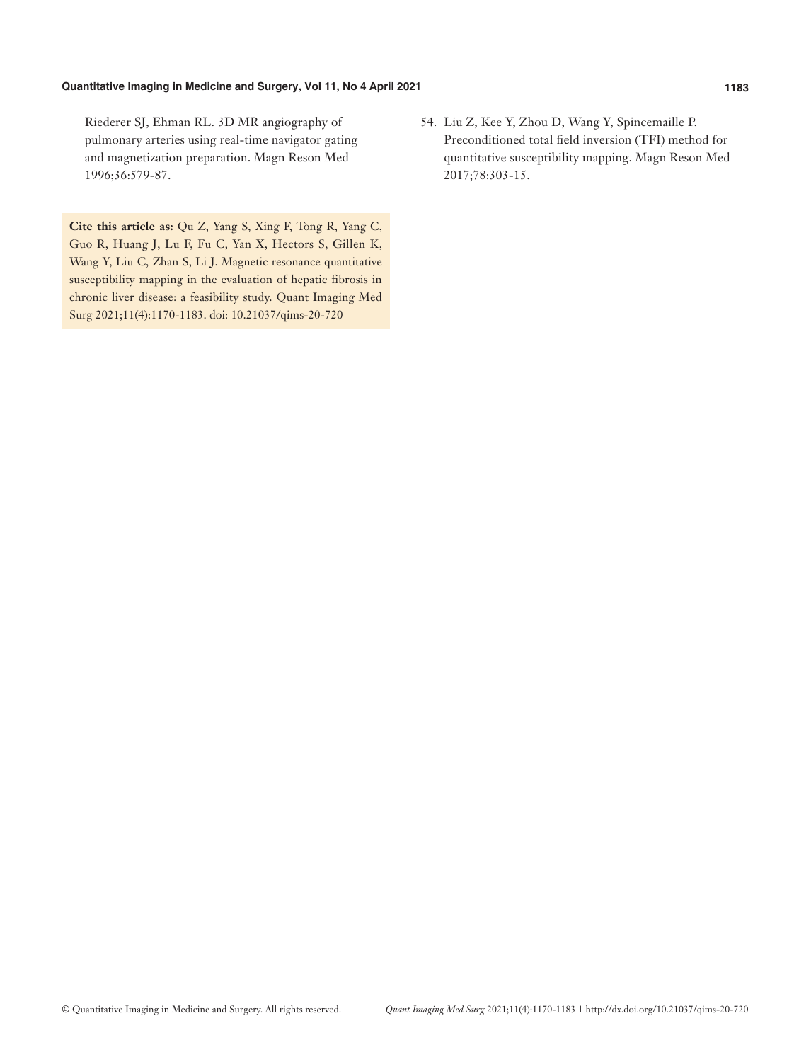Riederer SJ, Ehman RL. 3D MR angiography of pulmonary arteries using real-time navigator gating and magnetization preparation. Magn Reson Med 1996;36:579-87.

54. Liu Z, Kee Y, Zhou D, Wang Y, Spincemaille P. Preconditioned total field inversion (TFI) method for quantitative susceptibility mapping. Magn Reson Med 2017;78:303-15.

**Cite this article as:** Qu Z, Yang S, Xing F, Tong R, Yang C, Guo R, Huang J, Lu F, Fu C, Yan X, Hectors S, Gillen K, Wang Y, Liu C, Zhan S, Li J. Magnetic resonance quantitative susceptibility mapping in the evaluation of hepatic fibrosis in chronic liver disease: a feasibility study. Quant Imaging Med Surg 2021;11(4):1170-1183. doi: 10.21037/qims-20-720